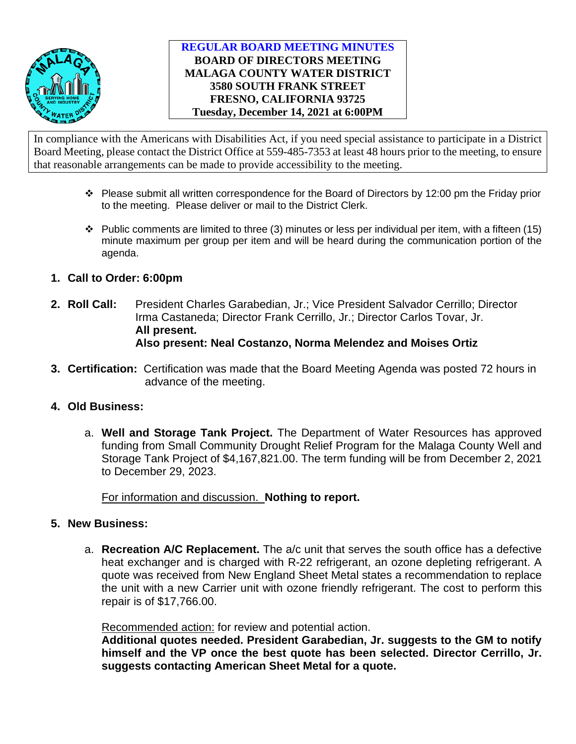**REGULAR BOARD MEETING MINUTES**
**BOARD OF DIRECTORS MEETING**
**MALAGA COUNTY WATER DISTRICT**
**3580 SOUTH FRANK STREET**
**FRESNO, CALIFORNIA 93725**
**Tuesday, December 14, 2021 at 6:00PM**

In compliance with the Americans with Disabilities Act, if you need special assistance to participate in a District Board Meeting, please contact the District Office at 559-485-7353 at least 48 hours prior to the meeting, to ensure that reasonable arrangements can be made to provide accessibility to the meeting.

- Please submit all written correspondence for the Board of Directors by 12:00 pm the Friday prior to the meeting. Please deliver or mail to the District Clerk.
- Public comments are limited to three (3) minutes or less per individual per item, with a fifteen (15) minute maximum per group per item and will be heard during the communication portion of the agenda.

1. **Call to Order: 6:00pm**

2. **Roll Call:** President Charles Garabedian, Jr.; Vice President Salvador Cerrillo; Director Irma Castaneda; Director Frank Cerrillo, Jr.; Director Carlos Tovar, Jr.
   **All present.**
   **Also present: Neal Costanzo, Norma Melendez and Moises Ortiz**

3. **Certification:** Certification was made that the Board Meeting Agenda was posted 72 hours in advance of the meeting.

4. **Old Business:**

   a. **Well and Storage Tank Project.** The Department of Water Resources has approved funding from Small Community Drought Relief Program for the Malaga County Well and Storage Tank Project of $4,167,821.00. The term funding will be from December 2, 2021 to December 29, 2023.

   For information and discussion. **Nothing to report.**

5. **New Business:**

   a. **Recreation A/C Replacement.** The a/c unit that serves the south office has a defective heat exchanger and is charged with R-22 refrigerant, an ozone depleting refrigerant. A quote was received from New England Sheet Metal states a recommendation to replace the unit with a new Carrier unit with ozone friendly refrigerant. The cost to perform this repair is of $17,766.00.

   Recommended action: for review and potential action.
   **Additional quotes needed. President Garabedian, Jr. suggests to the GM to notify himself and the VP once the best quote has been selected. Director Cerrillo, Jr. suggests contacting American Sheet Metal for a quote.**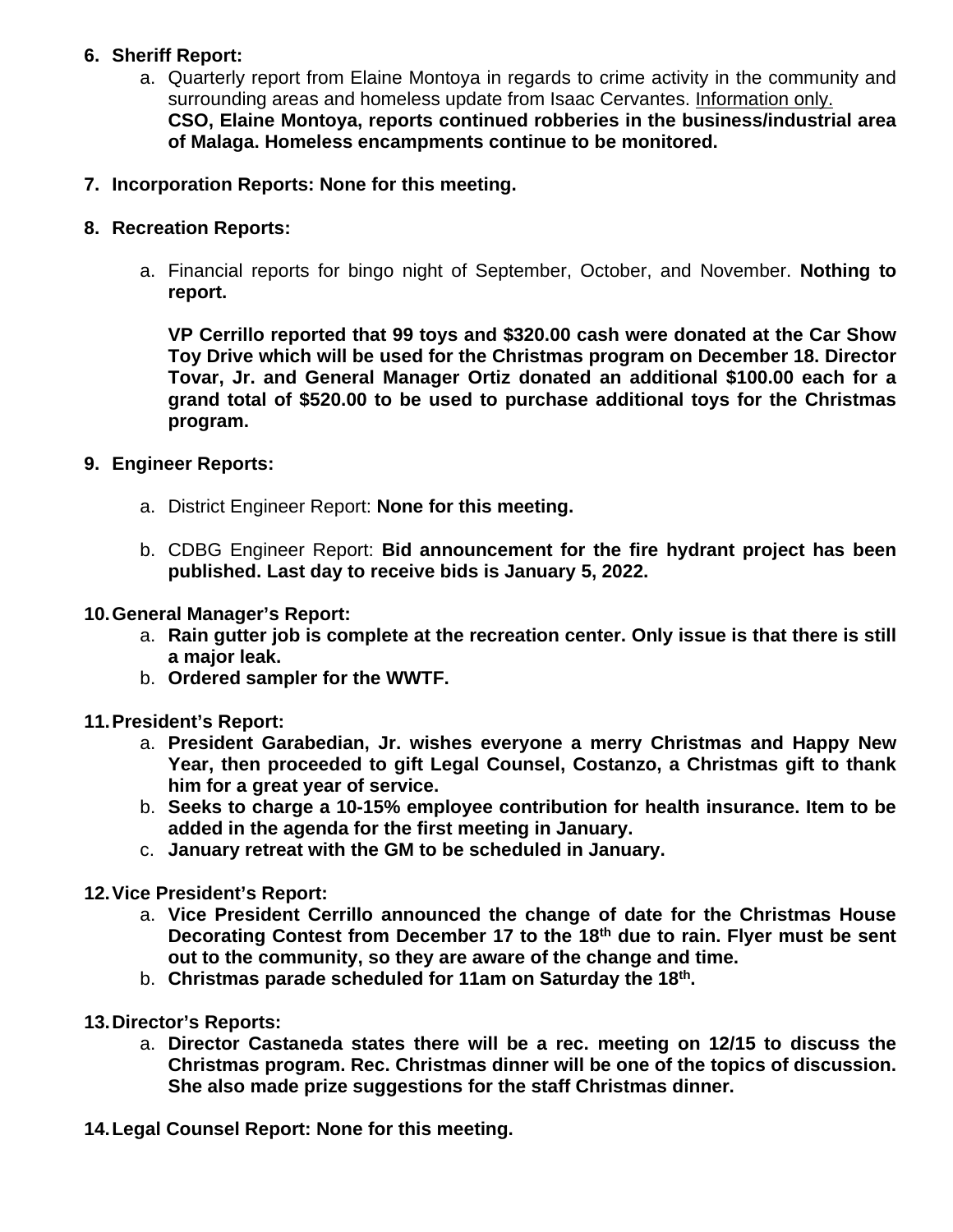6. **Sheriff Report:**
   a. Quarterly report from Elaine Montoya in regards to crime activity in the community and surrounding areas and homeless update from Isaac Cervantes. Information only.
      **CSO, Elaine Montoya, reports continued robberies in the business/industrial area of Malaga. Homeless encampments continue to be monitored.**

7. **Incorporation Reports: None for this meeting.**

8. **Recreation Reports:**

   a. Financial reports for bingo night of September, October, and November. **Nothing to report.**

      **VP Cerrillo reported that 99 toys and $320.00 cash were donated at the Car Show Toy Drive which will be used for the Christmas program on December 18. Director Tovar, Jr. and General Manager Ortiz donated an additional $100.00 each for a grand total of $520.00 to be used to purchase additional toys for the Christmas program.**

9. **Engineer Reports:**

   a. District Engineer Report: **None for this meeting.**

   b. CDBG Engineer Report: **Bid announcement for the fire hydrant project has been published. Last day to receive bids is January 5, 2022.**

10. **General Manager's Report:**
    a. **Rain gutter job is complete at the recreation center. Only issue is that there is still a major leak.**
    b. **Ordered sampler for the WWTF.**

11. **President's Report:**
    a. **President Garabedian, Jr. wishes everyone a merry Christmas and Happy New Year, then proceeded to gift Legal Counsel, Costanzo, a Christmas gift to thank him for a great year of service.**
    b. **Seeks to charge a 10-15% employee contribution for health insurance. Item to be added in the agenda for the first meeting in January.**
    c. **January retreat with the GM to be scheduled in January.**

12. **Vice President's Report:**
    a. **Vice President Cerrillo announced the change of date for the Christmas House Decorating Contest from December 17 to the 18th due to rain. Flyer must be sent out to the community, so they are aware of the change and time.**
    b. **Christmas parade scheduled for 11am on Saturday the 18th.**

13. **Director's Reports:**
    a. **Director Castaneda states there will be a rec. meeting on 12/15 to discuss the Christmas program. Rec. Christmas dinner will be one of the topics of discussion. She also made prize suggestions for the staff Christmas dinner.**

14. **Legal Counsel Report: None for this meeting.**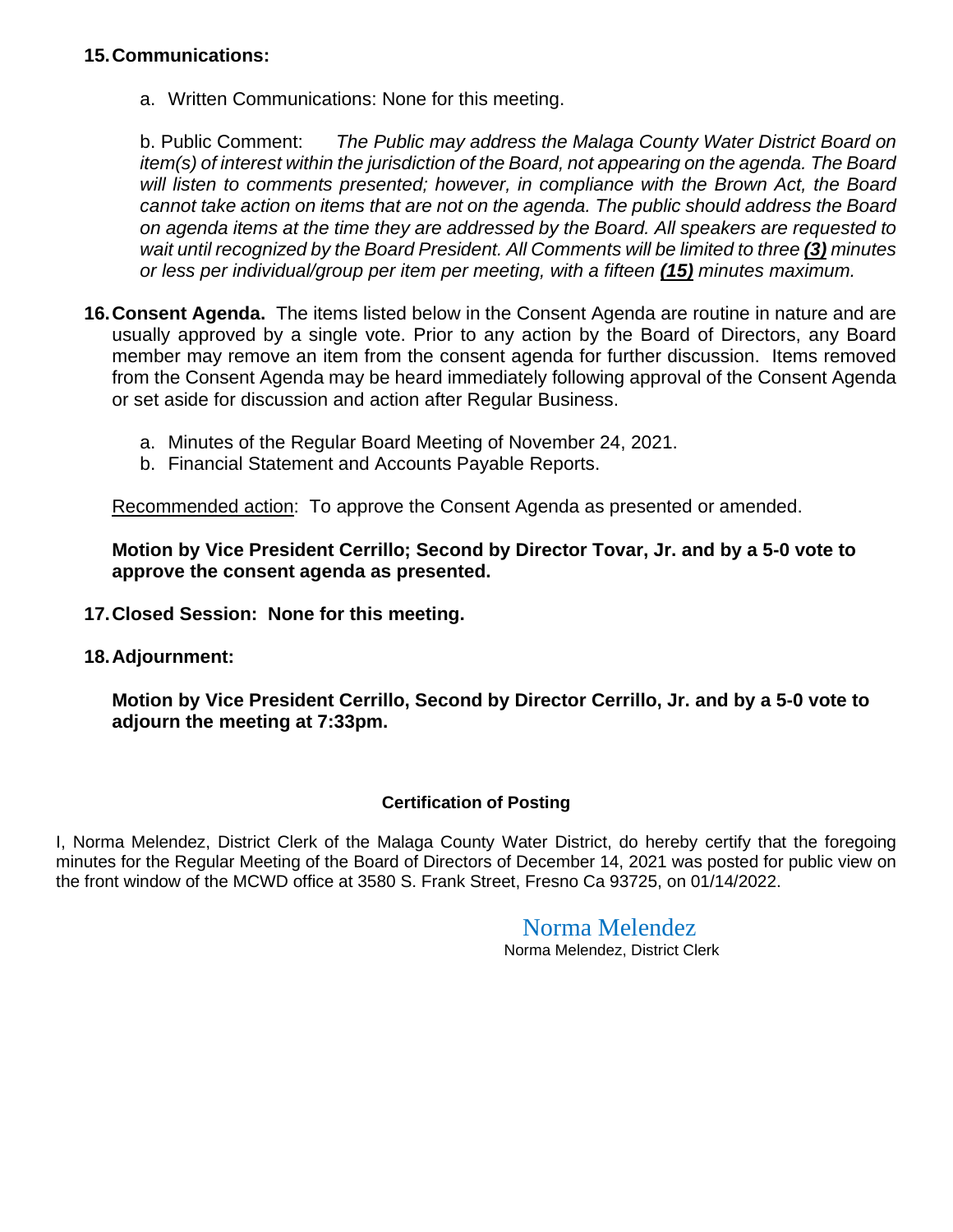**15. Communications:**

a. Written Communications: None for this meeting.

b. Public Comment: *The Public may address the Malaga County Water District Board on item(s) of interest within the jurisdiction of the Board, not appearing on the agenda. The Board will listen to comments presented; however, in compliance with the Brown Act, the Board cannot take action on items that are not on the agenda. The public should address the Board on agenda items at the time they are addressed by the Board. All speakers are requested to wait until recognized by the Board President. All Comments will be limited to three* ***(3)*** *minutes or less per individual/group per item per meeting, with a fifteen* ***(15)*** *minutes maximum.*

**16. Consent Agenda.** The items listed below in the Consent Agenda are routine in nature and are usually approved by a single vote. Prior to any action by the Board of Directors, any Board member may remove an item from the consent agenda for further discussion. Items removed from the Consent Agenda may be heard immediately following approval of the Consent Agenda or set aside for discussion and action after Regular Business.

a. Minutes of the Regular Board Meeting of November 24, 2021.
b. Financial Statement and Accounts Payable Reports.

Recommended action: To approve the Consent Agenda as presented or amended.

**Motion by Vice President Cerrillo; Second by Director Tovar, Jr. and by a 5-0 vote to approve the consent agenda as presented.**

**17. Closed Session: None for this meeting.**

**18. Adjournment:**

**Motion by Vice President Cerrillo, Second by Director Cerrillo, Jr. and by a 5-0 vote to adjourn the meeting at 7:33pm.**

**Certification of Posting**

I, Norma Melendez, District Clerk of the Malaga County Water District, do hereby certify that the foregoing minutes for the Regular Meeting of the Board of Directors of December 14, 2021 was posted for public view on the front window of the MCWD office at 3580 S. Frank Street, Fresno Ca 93725, on 01/14/2022.

Norma Melendez

Norma Melendez, District Clerk